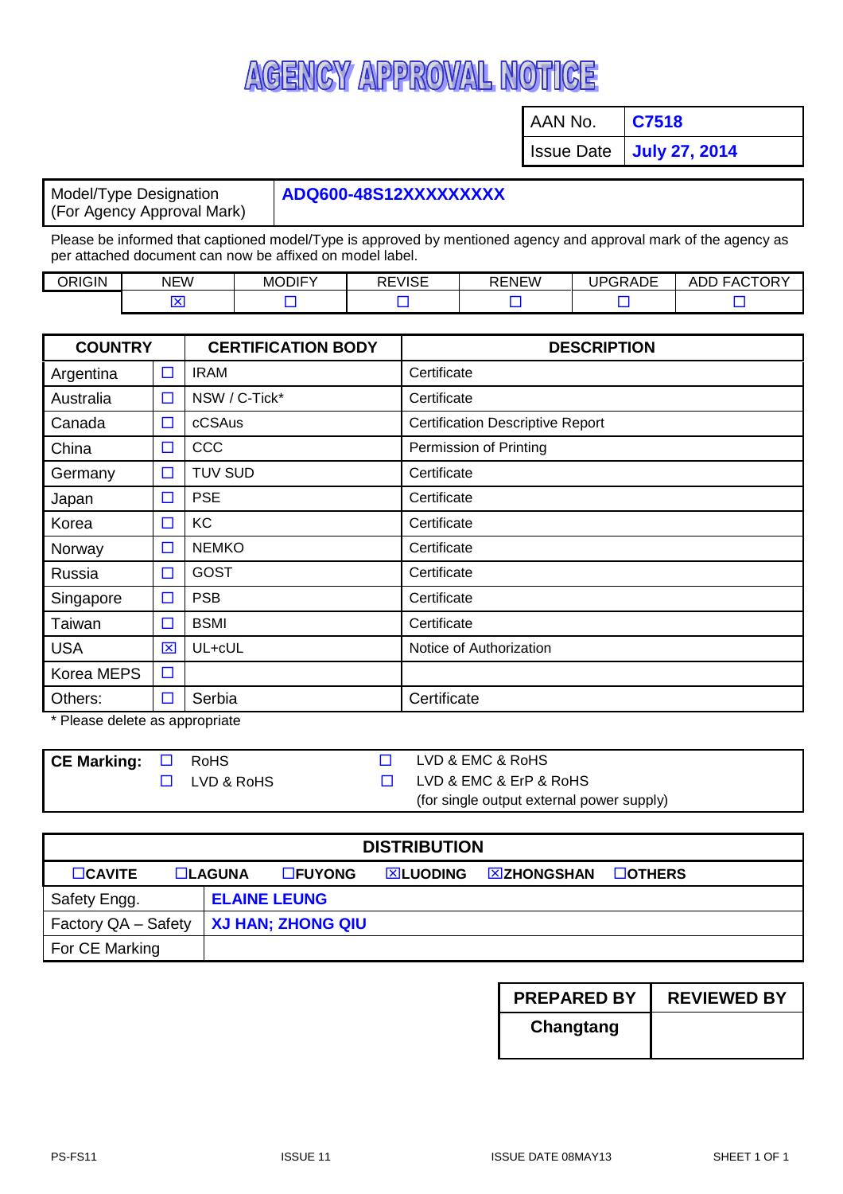# AGENCY APPROVAL NOTICE

| AAN No. | **C7518** |
|---|---|
| Issue Date | **July 27, 2014** |

| Model/Type Designation (For Agency Approval Mark) | **ADQ600-48S12XXXXXXXXX** |
|---|---|

Please be informed that captioned model/Type is approved by mentioned agency and approval mark of the agency as per attached document can now be affixed on model label.

| ORIGIN | NEW | MODIFY | REVISE | RENEW | UPGRADE | ADD FACTORY |
|---|---|---|---|---|---|---|
| | ☒ | ☐ | ☐ | ☐ | ☐ | ☐ |

| COUNTRY | | CERTIFICATION BODY | DESCRIPTION |
|---|---|---|---|
| Argentina | ☐ | IRAM | Certificate |
| Australia | ☐ | NSW / C-Tick* | Certificate |
| Canada | ☐ | cCSAus | Certification Descriptive Report |
| China | ☐ | CCC | Permission of Printing |
| Germany | ☐ | TUV SUD | Certificate |
| Japan | ☐ | PSE | Certificate |
| Korea | ☐ | KC | Certificate |
| Norway | ☐ | NEMKO | Certificate |
| Russia | ☐ | GOST | Certificate |
| Singapore | ☐ | PSB | Certificate |
| Taiwan | ☐ | BSMI | Certificate |
| USA | ☒ | UL+cUL | Notice of Authorization |
| Korea MEPS | ☐ | | |
| Others: | ☐ | Serbia | Certificate |

* Please delete as appropriate

**CE Marking:**
- ☐ RoHS
- ☐ LVD & RoHS
- ☐ LVD & EMC & RoHS
- ☐ LVD & EMC & ErP & RoHS (for single output external power supply)

| **DISTRIBUTION** | |
|---|---|
| ☐**CAVITE** ☐**LAGUNA** ☐**FUYONG** ☒**LUODING** ☒**ZHONGSHAN** ☐**OTHERS** | |
| Safety Engg. | **ELAINE LEUNG** |
| Factory QA – Safety | **XJ HAN; ZHONG QIU** |
| For CE Marking | |

| **PREPARED BY** | **REVIEWED BY** |
|---|---|
| **Changtang** | |

PS-FS11 ISSUE 11 ISSUE DATE 08MAY13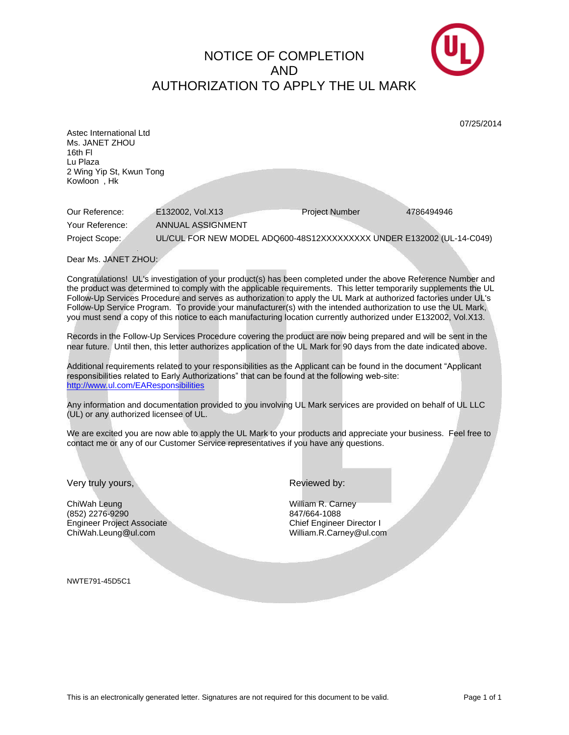# NOTICE OF COMPLETION AND AUTHORIZATION TO APPLY THE UL MARK

07/25/2014

Astec International Ltd
Ms. JANET ZHOU
16th Fl
Lu Plaza
2 Wing Yip St, Kwun Tong
Kowloon , Hk

| | | | |
|---|---|---|---|
| Our Reference: | E132002, Vol.X13 | Project Number | 4786494946 |
| Your Reference: | ANNUAL ASSIGNMENT | | |
| Project Scope: | UL/CUL FOR NEW MODEL ADQ600-48S12XXXXXXXXX UNDER E132002 (UL-14-C049) | | |

Dear Ms. JANET ZHOU:

Congratulations! UL's investigation of your product(s) has been completed under the above Reference Number and the product was determined to comply with the applicable requirements. This letter temporarily supplements the UL Follow-Up Services Procedure and serves as authorization to apply the UL Mark at authorized factories under UL's Follow-Up Service Program. To provide your manufacturer(s) with the intended authorization to use the UL Mark, you must send a copy of this notice to each manufacturing location currently authorized under E132002, Vol.X13.

Records in the Follow-Up Services Procedure covering the product are now being prepared and will be sent in the near future. Until then, this letter authorizes application of the UL Mark for 90 days from the date indicated above.

Additional requirements related to your responsibilities as the Applicant can be found in the document "Applicant responsibilities related to Early Authorizations" that can be found at the following web-site: http://www.ul.com/EAResponsibilities

Any information and documentation provided to you involving UL Mark services are provided on behalf of UL LLC (UL) or any authorized licensee of UL.

We are excited you are now able to apply the UL Mark to your products and appreciate your business. Feel free to contact me or any of our Customer Service representatives if you have any questions.

Very truly yours,

ChiWah Leung
(852) 2276-9290
Engineer Project Associate
ChiWah.Leung@ul.com

Reviewed by:

William R. Carney
847/664-1088
Chief Engineer Director I
William.R.Carney@ul.com

NWTE791-45D5C1

This is an electronically generated letter. Signatures are not required for this document to be valid.